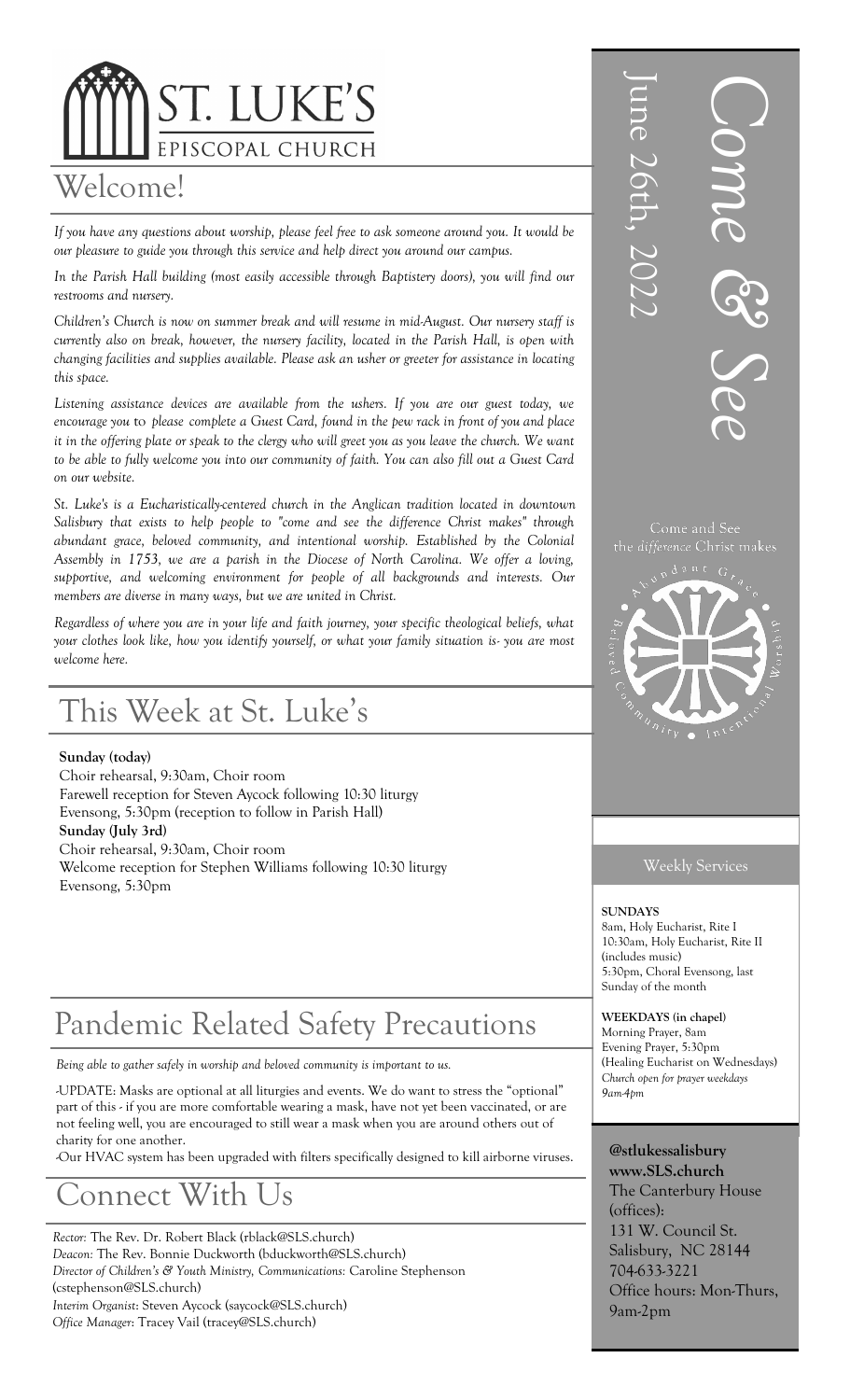# ST. LUKE'S EPISCOPAL CHURCH

## Welcome!

*If you have any questions about worship, please feel free to ask someone around you. It would be our pleasure to guide you through this service and help direct you around our campus.*

*In the Parish Hall building (most easily accessible through Baptistery doors), you will find our restrooms and nursery.*

*Children's Church is now on summer break and will resume in mid-August. Our nursery staff is currently also on break, however, the nursery facility, located in the Parish Hall, is open with changing facilities and supplies available. Please ask an usher or greeter for assistance in locating this space.*

*Listening assistance devices are available from the ushers. If you are our guest today, we encourage you to please complete a Guest Card, found in the pew rack in front of you and place it in the offering plate or speak to the clergy who will greet you as you leave the church. We want to be able to fully welcome you into our community of faith. You can also fill out a Guest Card on our website.*

*St. Luke's is a Eucharistically-centered church in the Anglican tradition located in downtown Salisbury that exists to help people to "come and see the difference Christ makes" through abundant grace, beloved community, and intentional worship. Established by the Colonial Assembly in 1753, we are a parish in the Diocese of North Carolina. We offer a loving, supportive, and welcoming environment for people of all backgrounds and interests. Our members are diverse in many ways, but we are united in Christ.*

*Regardless of where you are in your life and faith journey, your specific theological beliefs, what your clothes look like, how you identify yourself, or what your family situation is- you are most welcome here.*

## This Week at St. Luke's

**Sunday (today)**
Choir rehearsal, 9:30am, Choir room
Farewell reception for Steven Aycock following 10:30 liturgy
Evensong, 5:30pm (reception to follow in Parish Hall)
**Sunday (July 3rd)**
Choir rehearsal, 9:30am, Choir room
Welcome reception for Stephen Williams following 10:30 liturgy
Evensong, 5:30pm

## Pandemic Related Safety Precautions

*Being able to gather safely in worship and beloved community is important to us.*

-UPDATE: Masks are optional at all liturgies and events. We do want to stress the "optional" part of this - if you are more comfortable wearing a mask, have not yet been vaccinated, or are not feeling well, you are encouraged to still wear a mask when you are around others out of charity for one another.
-Our HVAC system has been upgraded with filters specifically designed to kill airborne viruses.

## Connect With Us

*Rector:* The Rev. Dr. Robert Black (rblack@SLS.church)
*Deacon:* The Rev. Bonnie Duckworth (bduckworth@SLS.church)
*Director of Children's & Youth Ministry, Communications:* Caroline Stephenson (cstephenson@SLS.church)
*Interim Organist:* Steven Aycock (saycock@SLS.church)
*Office Manager:* Tracey Vail (tracey@SLS.church)

# Come & See

June 26th, 2022

Come and See
the *difference* Christ makes

Abundant Grace · Beloved Community · Intentional Worship

### Weekly Services

**SUNDAYS**
8am, Holy Eucharist, Rite I
10:30am, Holy Eucharist, Rite II (includes music)
5:30pm, Choral Evensong, last Sunday of the month

**WEEKDAYS (in chapel)**
Morning Prayer, 8am
Evening Prayer, 5:30pm
(Healing Eucharist on Wednesdays)
*Church open for prayer weekdays 9am-4pm*

**@stlukessalisbury**
**www.SLS.church**
The Canterbury House (offices):
131 W. Council St.
Salisbury, NC 28144
704-633-3221
Office hours: Mon-Thurs, 9am-2pm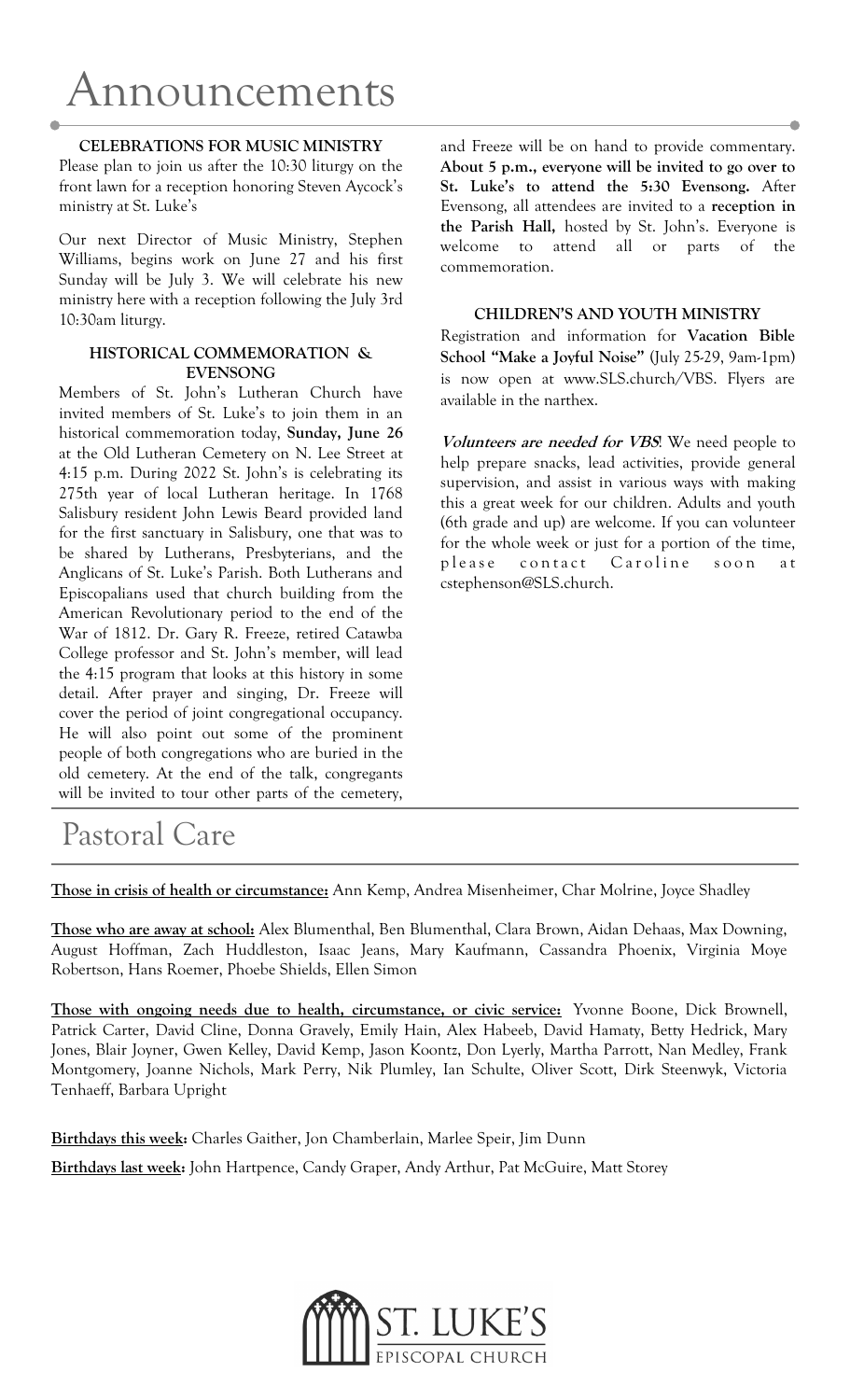# Announcements

### CELEBRATIONS FOR MUSIC MINISTRY

Please plan to join us after the 10:30 liturgy on the front lawn for a reception honoring Steven Aycock's ministry at St. Luke's

Our next Director of Music Ministry, Stephen Williams, begins work on June 27 and his first Sunday will be July 3. We will celebrate his new ministry here with a reception following the July 3rd 10:30am liturgy.

### HISTORICAL COMMEMORATION & EVENSONG

Members of St. John's Lutheran Church have invited members of St. Luke's to join them in an historical commemoration today, **Sunday, June 26** at the Old Lutheran Cemetery on N. Lee Street at 4:15 p.m. During 2022 St. John's is celebrating its 275th year of local Lutheran heritage. In 1768 Salisbury resident John Lewis Beard provided land for the first sanctuary in Salisbury, one that was to be shared by Lutherans, Presbyterians, and the Anglicans of St. Luke's Parish. Both Lutherans and Episcopalians used that church building from the American Revolutionary period to the end of the War of 1812. Dr. Gary R. Freeze, retired Catawba College professor and St. John's member, will lead the 4:15 program that looks at this history in some detail. After prayer and singing, Dr. Freeze will cover the period of joint congregational occupancy. He will also point out some of the prominent people of both congregations who are buried in the old cemetery. At the end of the talk, congregants will be invited to tour other parts of the cemetery, and Freeze will be on hand to provide commentary. **About 5 p.m., everyone will be invited to go over to St. Luke's to attend the 5:30 Evensong.** After Evensong, all attendees are invited to a **reception in the Parish Hall,** hosted by St. John's. Everyone is welcome to attend all or parts of the commemoration.

### CHILDREN'S AND YOUTH MINISTRY

Registration and information for **Vacation Bible School "Make a Joyful Noise"** (July 25-29, 9am-1pm) is now open at www.SLS.church/VBS. Flyers are available in the narthex.

***Volunteers are needed for VBS***! We need people to help prepare snacks, lead activities, provide general supervision, and assist in various ways with making this a great week for our children. Adults and youth (6th grade and up) are welcome. If you can volunteer for the whole week or just for a portion of the time, please contact Caroline soon at cstephenson@SLS.church.

# Pastoral Care

**Those in crisis of health or circumstance:** Ann Kemp, Andrea Misenheimer, Char Molrine, Joyce Shadley

**Those who are away at school:** Alex Blumenthal, Ben Blumenthal, Clara Brown, Aidan Dehaas, Max Downing, August Hoffman, Zach Huddleston, Isaac Jeans, Mary Kaufmann, Cassandra Phoenix, Virginia Moye Robertson, Hans Roemer, Phoebe Shields, Ellen Simon

**Those with ongoing needs due to health, circumstance, or civic service:** Yvonne Boone, Dick Brownell, Patrick Carter, David Cline, Donna Gravely, Emily Hain, Alex Habeeb, David Hamaty, Betty Hedrick, Mary Jones, Blair Joyner, Gwen Kelley, David Kemp, Jason Koontz, Don Lyerly, Martha Parrott, Nan Medley, Frank Montgomery, Joanne Nichols, Mark Perry, Nik Plumley, Ian Schulte, Oliver Scott, Dirk Steenwyk, Victoria Tenhaeff, Barbara Upright

**Birthdays this week:** Charles Gaither, Jon Chamberlain, Marlee Speir, Jim Dunn

**Birthdays last week:** John Hartpence, Candy Graper, Andy Arthur, Pat McGuire, Matt Storey

ST. LUKE'S EPISCOPAL CHURCH